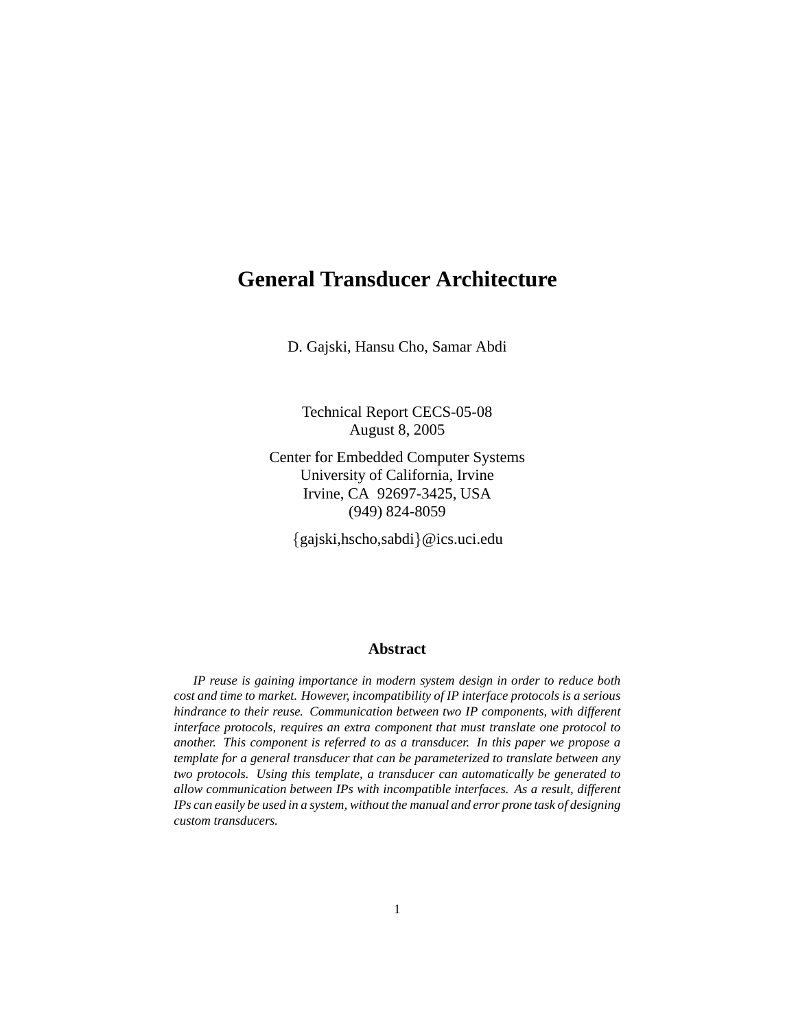# General Transducer Architecture

D. Gajski, Hansu Cho, Samar Abdi

Technical Report CECS-05-08
August 8, 2005

Center for Embedded Computer Systems
University of California, Irvine
Irvine, CA 92697-3425, USA
(949) 824-8059

{gajski,hscho,sabdi}@ics.uci.edu

## Abstract

*IP reuse is gaining importance in modern system design in order to reduce both cost and time to market. However, incompatibility of IP interface protocols is a serious hindrance to their reuse. Communication between two IP components, with different interface protocols, requires an extra component that must translate one protocol to another. This component is referred to as a transducer. In this paper we propose a template for a general transducer that can be parameterized to translate between any two protocols. Using this template, a transducer can automatically be generated to allow communication between IPs with incompatible interfaces. As a result, different IPs can easily be used in a system, without the manual and error prone task of designing custom transducers.*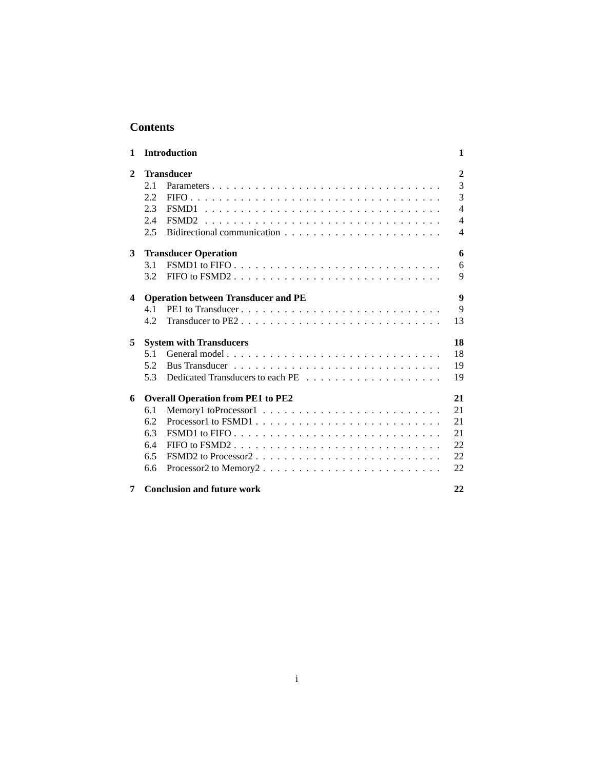# Contents

**1 Introduction** **1**

**2 Transducer** **2**
- 2.1 Parameters . . . . . . . . . . . . . . . . . . . . . . . . . . . . . . . . 3
- 2.2 FIFO . . . . . . . . . . . . . . . . . . . . . . . . . . . . . . . . . . . 3
- 2.3 FSMD1 . . . . . . . . . . . . . . . . . . . . . . . . . . . . . . . . . 4
- 2.4 FSMD2 . . . . . . . . . . . . . . . . . . . . . . . . . . . . . . . . . 4
- 2.5 Bidirectional communication . . . . . . . . . . . . . . . . . . . . . . 4

**3 Transducer Operation** **6**
- 3.1 FSMD1 to FIFO . . . . . . . . . . . . . . . . . . . . . . . . . . . . . 6
- 3.2 FIFO to FSMD2 . . . . . . . . . . . . . . . . . . . . . . . . . . . . . 9

**4 Operation between Transducer and PE** **9**
- 4.1 PE1 to Transducer . . . . . . . . . . . . . . . . . . . . . . . . . . . . 9
- 4.2 Transducer to PE2 . . . . . . . . . . . . . . . . . . . . . . . . . . . . 13

**5 System with Transducers** **18**
- 5.1 General model . . . . . . . . . . . . . . . . . . . . . . . . . . . . . . 18
- 5.2 Bus Transducer . . . . . . . . . . . . . . . . . . . . . . . . . . . . . 19
- 5.3 Dedicated Transducers to each PE . . . . . . . . . . . . . . . . . . . 19

**6 Overall Operation from PE1 to PE2** **21**
- 6.1 Memory1 toProcessor1 . . . . . . . . . . . . . . . . . . . . . . . . . 21
- 6.2 Processor1 to FSMD1 . . . . . . . . . . . . . . . . . . . . . . . . . . 21
- 6.3 FSMD1 to FIFO . . . . . . . . . . . . . . . . . . . . . . . . . . . . . 21
- 6.4 FIFO to FSMD2 . . . . . . . . . . . . . . . . . . . . . . . . . . . . . 22
- 6.5 FSMD2 to Processor2 . . . . . . . . . . . . . . . . . . . . . . . . . . 22
- 6.6 Processor2 to Memory2 . . . . . . . . . . . . . . . . . . . . . . . . . 22

**7 Conclusion and future work** **22**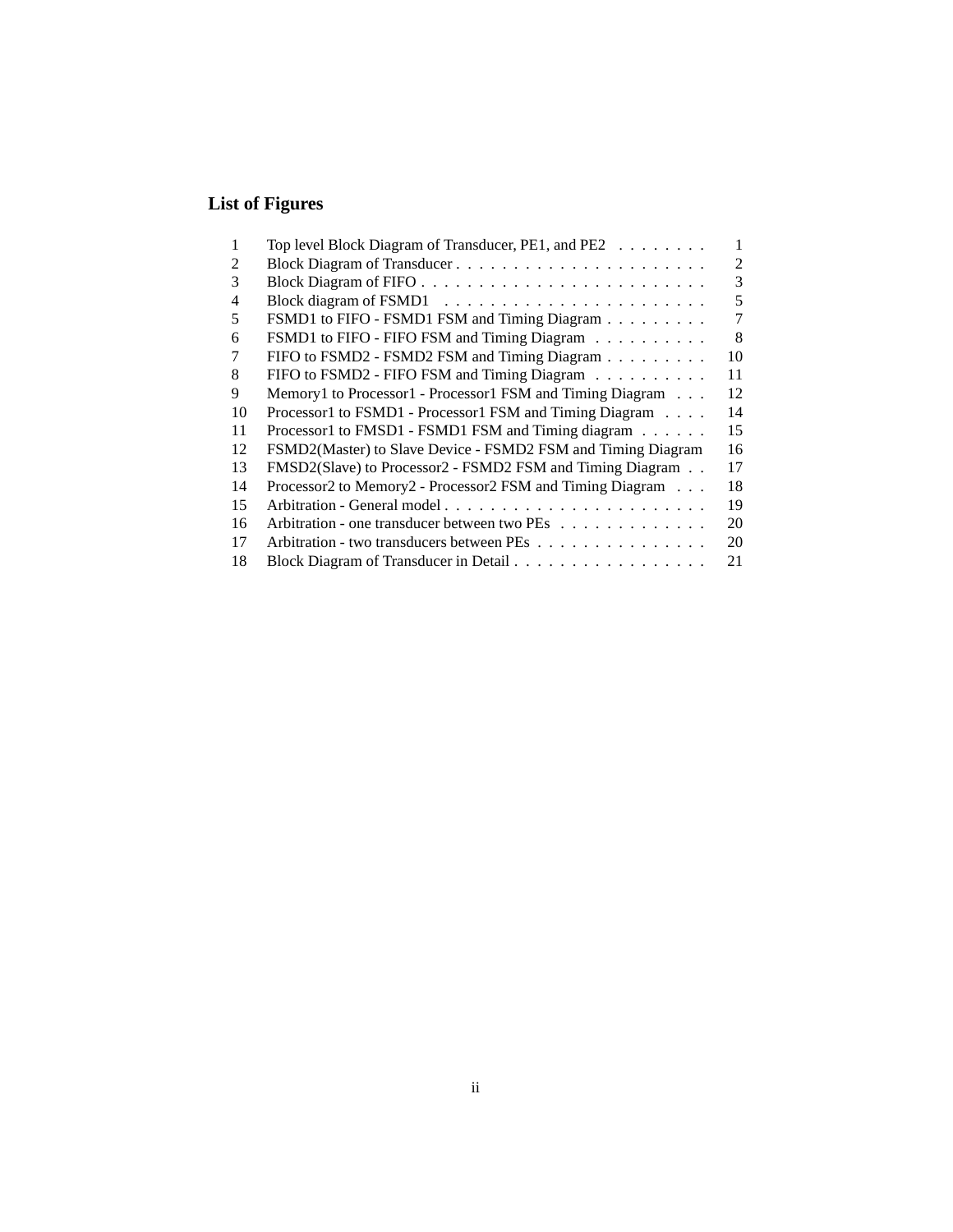## List of Figures

| | | |
|---|---|---|
| 1 | Top level Block Diagram of Transducer, PE1, and PE2 | 1 |
| 2 | Block Diagram of Transducer | 2 |
| 3 | Block Diagram of FIFO | 3 |
| 4 | Block diagram of FSMD1 | 5 |
| 5 | FSMD1 to FIFO - FSMD1 FSM and Timing Diagram | 7 |
| 6 | FSMD1 to FIFO - FIFO FSM and Timing Diagram | 8 |
| 7 | FIFO to FSMD2 - FSMD2 FSM and Timing Diagram | 10 |
| 8 | FIFO to FSMD2 - FIFO FSM and Timing Diagram | 11 |
| 9 | Memory1 to Processor1 - Processor1 FSM and Timing Diagram | 12 |
| 10 | Processor1 to FSMD1 - Processor1 FSM and Timing Diagram | 14 |
| 11 | Processor1 to FMSD1 - FSMD1 FSM and Timing diagram | 15 |
| 12 | FSMD2(Master) to Slave Device - FSMD2 FSM and Timing Diagram | 16 |
| 13 | FMSD2(Slave) to Processor2 - FSMD2 FSM and Timing Diagram | 17 |
| 14 | Processor2 to Memory2 - Processor2 FSM and Timing Diagram | 18 |
| 15 | Arbitration - General model | 19 |
| 16 | Arbitration - one transducer between two PEs | 20 |
| 17 | Arbitration - two transducers between PEs | 20 |
| 18 | Block Diagram of Transducer in Detail | 21 |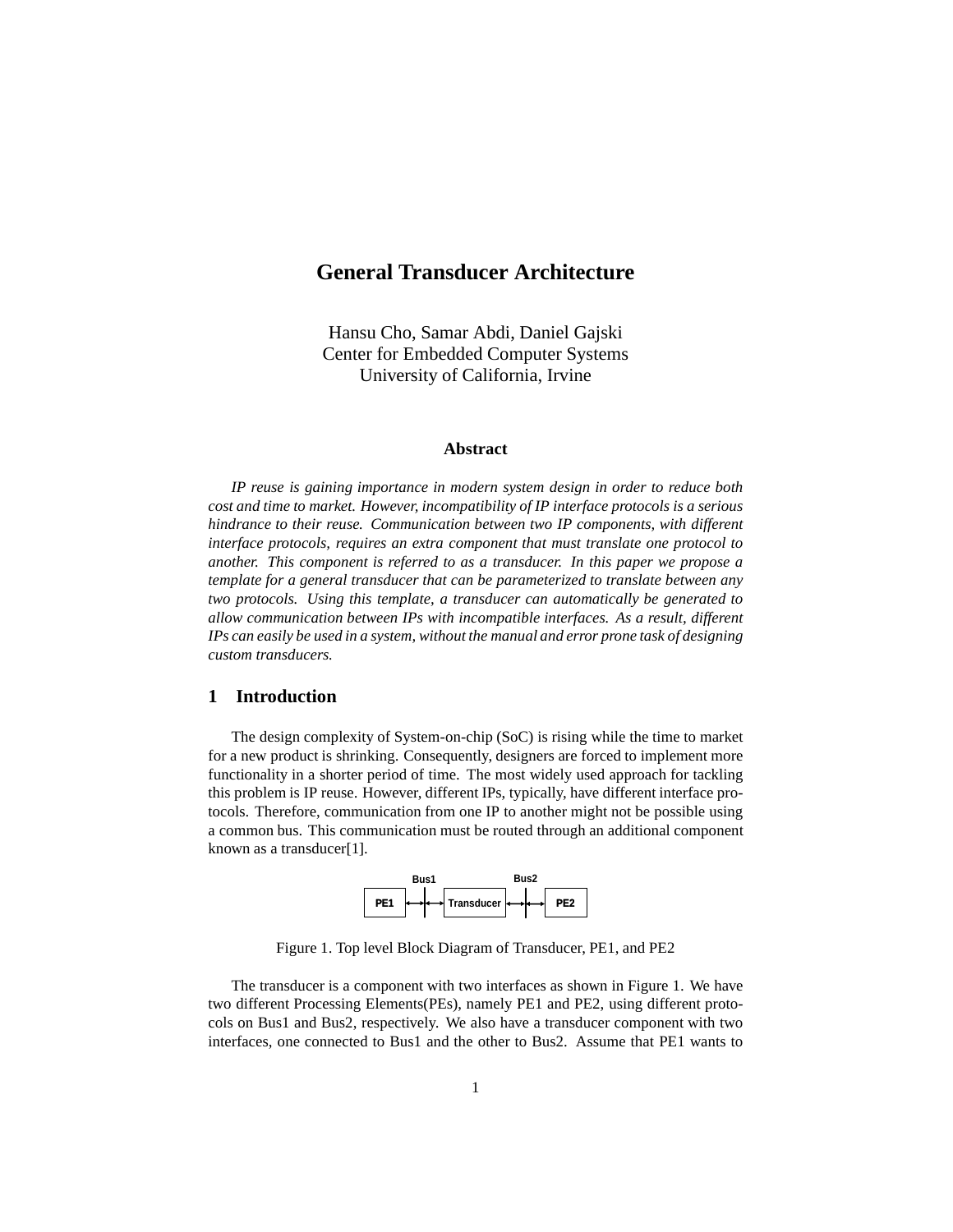# General Transducer Architecture

Hansu Cho, Samar Abdi, Daniel Gajski
Center for Embedded Computer Systems
University of California, Irvine

### Abstract

*IP reuse is gaining importance in modern system design in order to reduce both cost and time to market. However, incompatibility of IP interface protocols is a serious hindrance to their reuse. Communication between two IP components, with different interface protocols, requires an extra component that must translate one protocol to another. This component is referred to as a transducer. In this paper we propose a template for a general transducer that can be parameterized to translate between any two protocols. Using this template, a transducer can automatically be generated to allow communication between IPs with incompatible interfaces. As a result, different IPs can easily be used in a system, without the manual and error prone task of designing custom transducers.*

## 1 Introduction

The design complexity of System-on-chip (SoC) is rising while the time to market for a new product is shrinking. Consequently, designers are forced to implement more functionality in a shorter period of time. The most widely used approach for tackling this problem is IP reuse. However, different IPs, typically, have different interface protocols. Therefore, communication from one IP to another might not be possible using a common bus. This communication must be routed through an additional component known as a transducer[1].

PE1 ↔ Bus1 ↔ Transducer ↔ Bus2 ↔ PE2

Figure 1. Top level Block Diagram of Transducer, PE1, and PE2

The transducer is a component with two interfaces as shown in Figure 1. We have two different Processing Elements(PEs), namely PE1 and PE2, using different protocols on Bus1 and Bus2, respectively. We also have a transducer component with two interfaces, one connected to Bus1 and the other to Bus2. Assume that PE1 wants to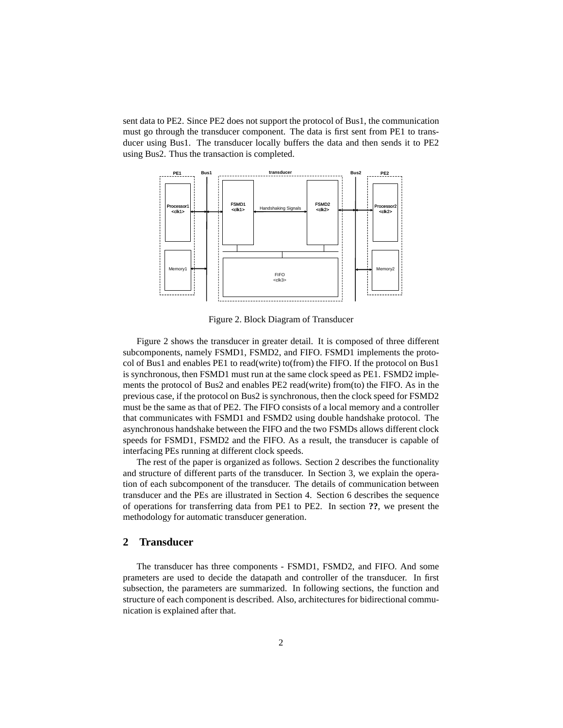sent data to PE2. Since PE2 does not support the protocol of Bus1, the communication must go through the transducer component. The data is first sent from PE1 to transducer using Bus1. The transducer locally buffers the data and then sends it to PE2 using Bus2. Thus the transaction is completed.

Figure 2. Block Diagram of Transducer

Figure 2 shows the transducer in greater detail. It is composed of three different subcomponents, namely FSMD1, FSMD2, and FIFO. FSMD1 implements the protocol of Bus1 and enables PE1 to read(write) to(from) the FIFO. If the protocol on Bus1 is synchronous, then FSMD1 must run at the same clock speed as PE1. FSMD2 implements the protocol of Bus2 and enables PE2 read(write) from(to) the FIFO. As in the previous case, if the protocol on Bus2 is synchronous, then the clock speed for FSMD2 must be the same as that of PE2. The FIFO consists of a local memory and a controller that communicates with FSMD1 and FSMD2 using double handshake protocol. The asynchronous handshake between the FIFO and the two FSMDs allows different clock speeds for FSMD1, FSMD2 and the FIFO. As a result, the transducer is capable of interfacing PEs running at different clock speeds.

The rest of the paper is organized as follows. Section 2 describes the functionality and structure of different parts of the transducer. In Section 3, we explain the operation of each subcomponent of the transducer. The details of communication between transducer and the PEs are illustrated in Section 4. Section 6 describes the sequence of operations for transferring data from PE1 to PE2. In section **??**, we present the methodology for automatic transducer generation.

## 2 Transducer

The transducer has three components - FSMD1, FSMD2, and FIFO. And some prameters are used to decide the datapath and controller of the transducer. In first subsection, the parameters are summarized. In following sections, the function and structure of each component is described. Also, architectures for bidirectional communication is explained after that.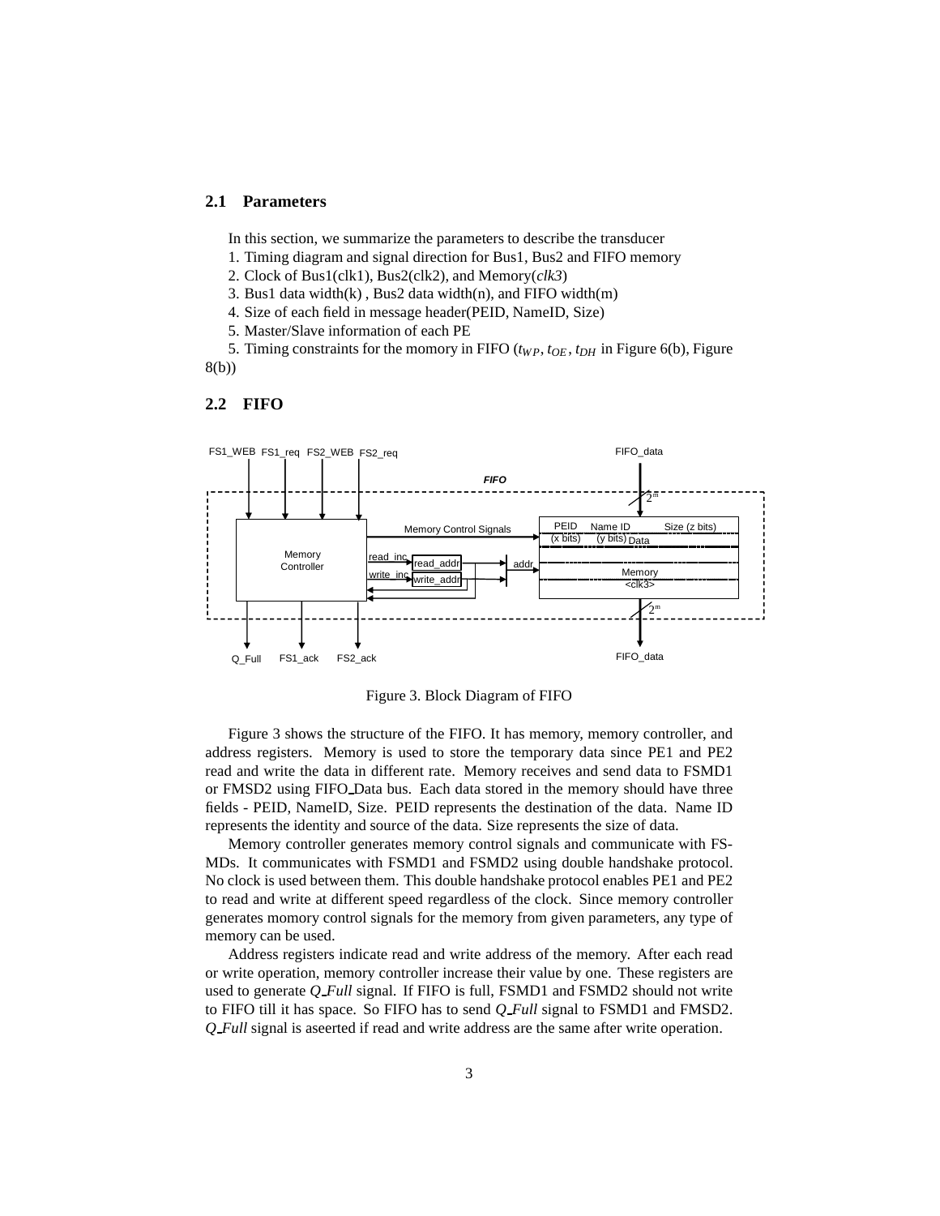### 2.1 Parameters

In this section, we summarize the parameters to describe the transducer

1. Timing diagram and signal direction for Bus1, Bus2 and FIFO memory
2. Clock of Bus1(clk1), Bus2(clk2), and Memory(*clk3*)
3. Bus1 data width(k) , Bus2 data width(n), and FIFO width(m)
4. Size of each field in message header(PEID, NameID, Size)
5. Master/Slave information of each PE
5. Timing constraints for the momory in FIFO ($t_{WP}$, $t_{OE}$, $t_{DH}$ in Figure 6(b), Figure 8(b))

### 2.2 FIFO

Figure 3. Block Diagram of FIFO

Figure 3 shows the structure of the FIFO. It has memory, memory controller, and address registers. Memory is used to store the temporary data since PE1 and PE2 read and write the data in different rate. Memory receives and send data to FSMD1 or FMSD2 using FIFO_Data bus. Each data stored in the memory should have three fields - PEID, NameID, Size. PEID represents the destination of the data. Name ID represents the identity and source of the data. Size represents the size of data.

Memory controller generates memory control signals and communicate with FSMDs. It communicates with FSMD1 and FSMD2 using double handshake protocol. No clock is used between them. This double handshake protocol enables PE1 and PE2 to read and write at different speed regardless of the clock. Since memory controller generates momory control signals for the memory from given parameters, any type of memory can be used.

Address registers indicate read and write address of the memory. After each read or write operation, memory controller increase their value by one. These registers are used to generate *Q_Full* signal. If FIFO is full, FSMD1 and FSMD2 should not write to FIFO till it has space. So FIFO has to send *Q_Full* signal to FSMD1 and FMSD2. *Q_Full* signal is aseerted if read and write address are the same after write operation.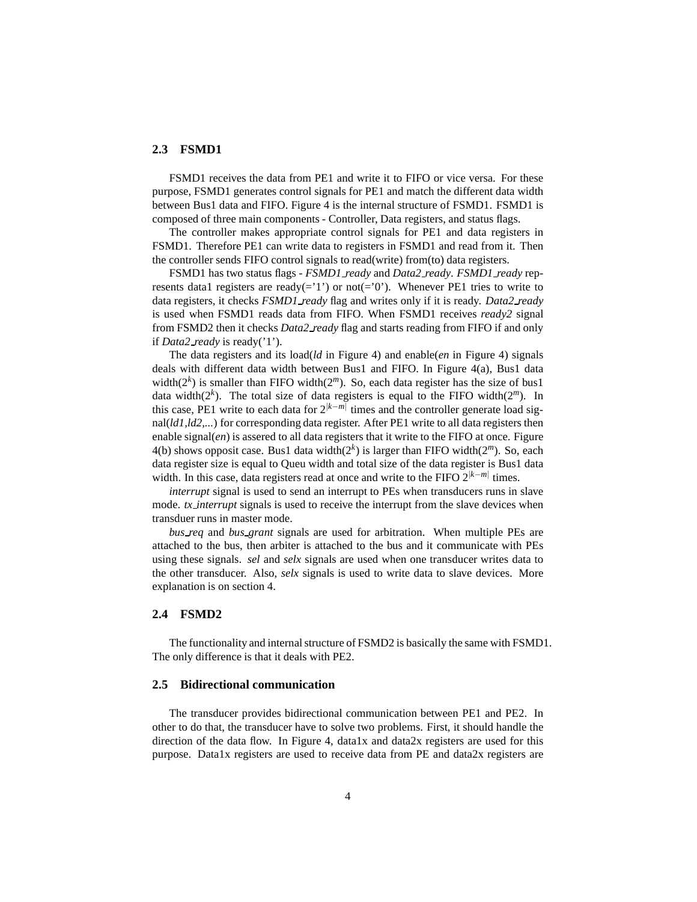### 2.3 FSMD1

FSMD1 receives the data from PE1 and write it to FIFO or vice versa. For these purpose, FSMD1 generates control signals for PE1 and match the different data width between Bus1 data and FIFO. Figure 4 is the internal structure of FSMD1. FSMD1 is composed of three main components - Controller, Data registers, and status flags.

The controller makes appropriate control signals for PE1 and data registers in FSMD1. Therefore PE1 can write data to registers in FSMD1 and read from it. Then the controller sends FIFO control signals to read(write) from(to) data registers.

FSMD1 has two status flags - *FSMD1_ready* and *Data2_ready*. *FSMD1_ready* represents data1 registers are ready(='1') or not(='0'). Whenever PE1 tries to write to data registers, it checks *FSMD1_ready* flag and writes only if it is ready. *Data2_ready* is used when FSMD1 reads data from FIFO. When FSMD1 receives *ready2* signal from FSMD2 then it checks *Data2_ready* flag and starts reading from FIFO if and only if *Data2_ready* is ready('1').

The data registers and its load(*ld* in Figure 4) and enable(*en* in Figure 4) signals deals with different data width between Bus1 and FIFO. In Figure 4(a), Bus1 data width($2^k$) is smaller than FIFO width($2^m$). So, each data register has the size of bus1 data width($2^k$). The total size of data registers is equal to the FIFO width($2^m$). In this case, PE1 write to each data for $2^{|k-m|}$ times and the controller generate load signal(*ld1,ld2,...*) for corresponding data register. After PE1 write to all data registers then enable signal(*en*) is assered to all data registers that it write to the FIFO at once. Figure 4(b) shows opposit case. Bus1 data width($2^k$) is larger than FIFO width($2^m$). So, each data register size is equal to Queu width and total size of the data register is Bus1 data width. In this case, data registers read at once and write to the FIFO $2^{|k-m|}$ times.

*interrupt* signal is used to send an interrupt to PEs when transducers runs in slave mode. *tx_interrupt* signals is used to receive the interrupt from the slave devices when transduer runs in master mode.

*bus_req* and *bus_grant* signals are used for arbitration. When multiple PEs are attached to the bus, then arbiter is attached to the bus and it communicate with PEs using these signals. *sel* and *selx* signals are used when one transducer writes data to the other transducer. Also, *selx* signals is used to write data to slave devices. More explanation is on section 4.

### 2.4 FSMD2

The functionality and internal structure of FSMD2 is basically the same with FSMD1. The only difference is that it deals with PE2.

### 2.5 Bidirectional communication

The transducer provides bidirectional communication between PE1 and PE2. In other to do that, the transducer have to solve two problems. First, it should handle the direction of the data flow. In Figure 4, data1x and data2x registers are used for this purpose. Data1x registers are used to receive data from PE and data2x registers are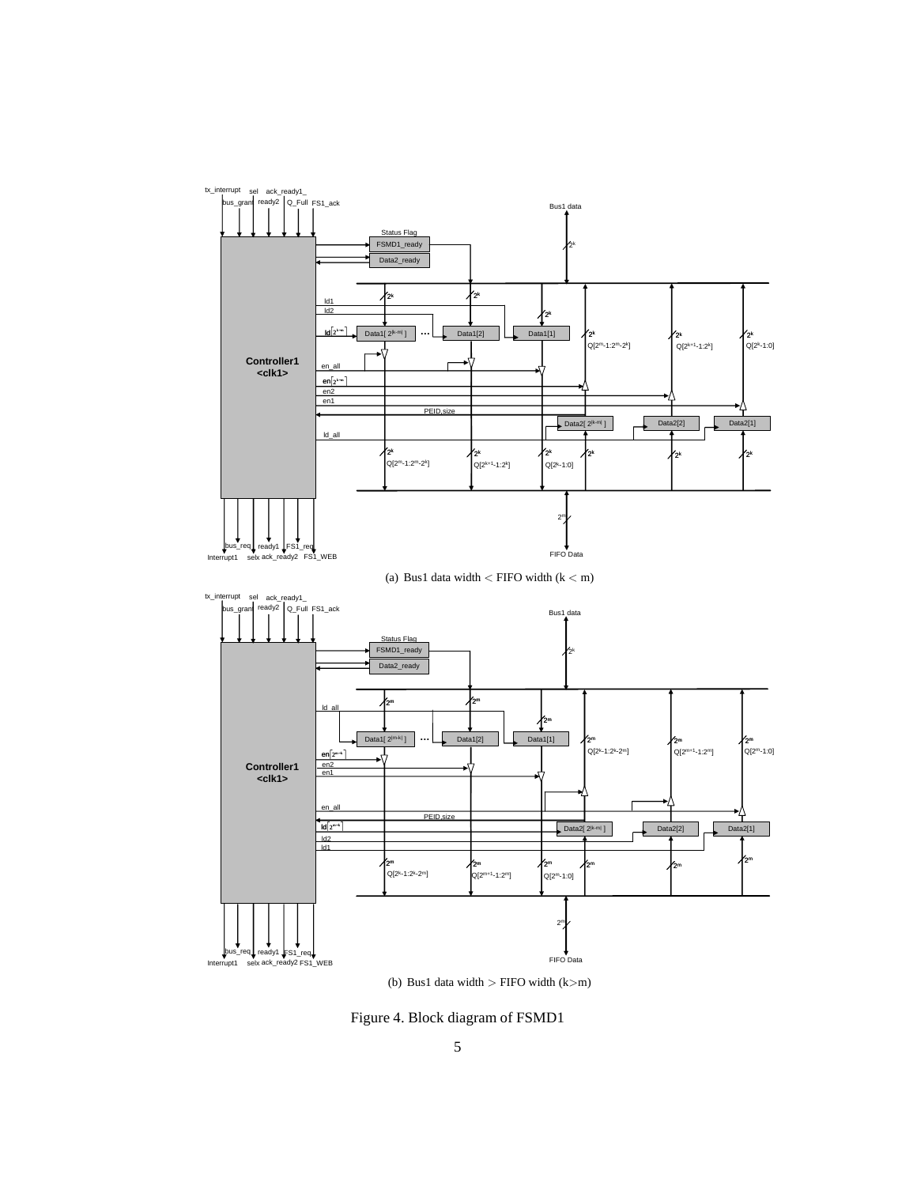(a) Bus1 data width $<$ FIFO width ($k < m$)

(b) Bus1 data width $>$ FIFO width ($k > m$)

Figure 4. Block diagram of FSMD1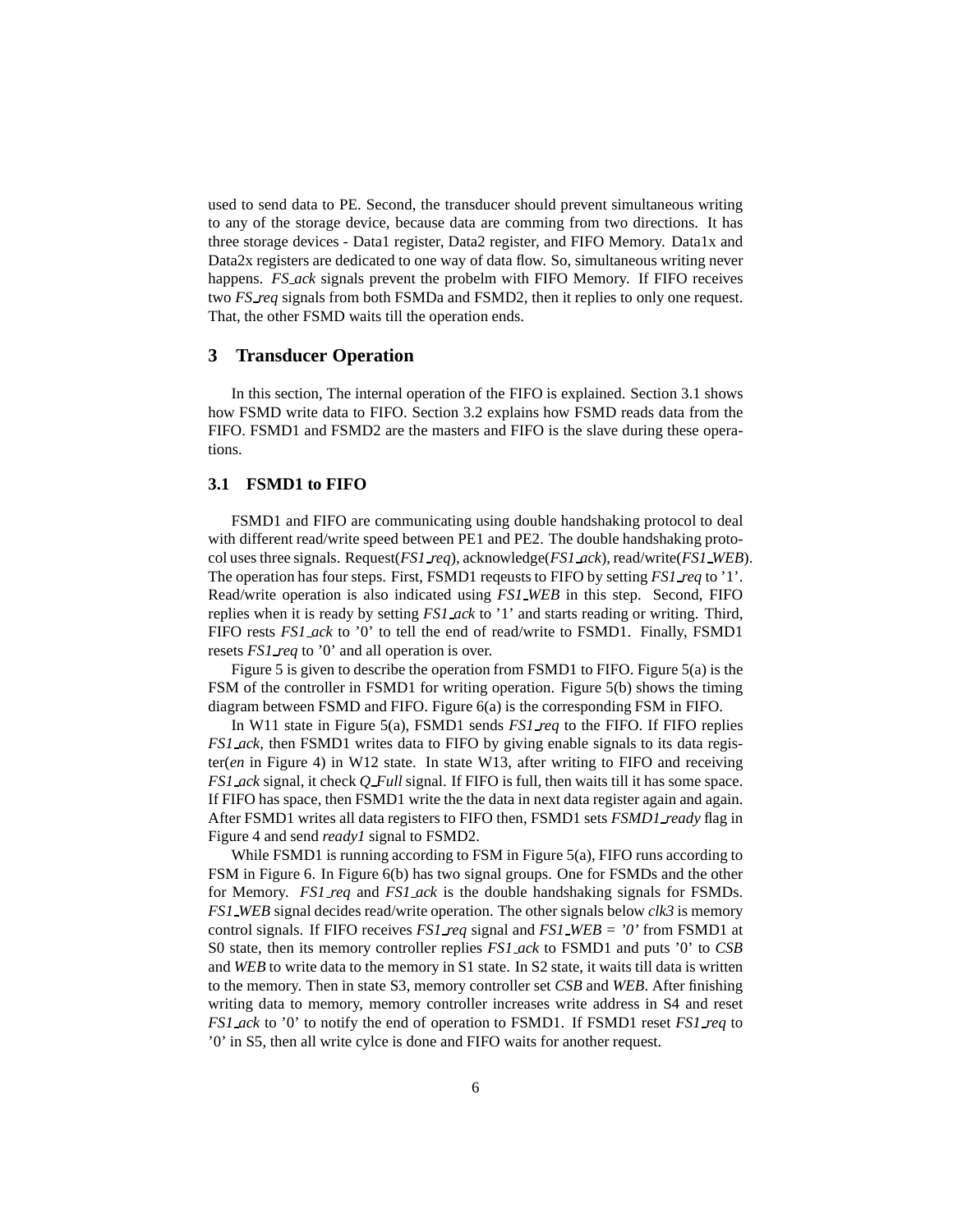used to send data to PE. Second, the transducer should prevent simultaneous writing to any of the storage device, because data are comming from two directions. It has three storage devices - Data1 register, Data2 register, and FIFO Memory. Data1x and Data2x registers are dedicated to one way of data flow. So, simultaneous writing never happens. *FS_ack* signals prevent the probelm with FIFO Memory. If FIFO receives two *FS_req* signals from both FSMDa and FSMD2, then it replies to only one request. That, the other FSMD waits till the operation ends.

## 3 Transducer Operation

In this section, The internal operation of the FIFO is explained. Section 3.1 shows how FSMD write data to FIFO. Section 3.2 explains how FSMD reads data from the FIFO. FSMD1 and FSMD2 are the masters and FIFO is the slave during these operations.

### 3.1 FSMD1 to FIFO

FSMD1 and FIFO are communicating using double handshaking protocol to deal with different read/write speed between PE1 and PE2. The double handshaking protocol uses three signals. Request(*FS1_req*), acknowledge(*FS1_ack*), read/write(*FS1_WEB*). The operation has four steps. First, FSMD1 reqeusts to FIFO by setting *FS1_req* to '1'. Read/write operation is also indicated using *FS1_WEB* in this step. Second, FIFO replies when it is ready by setting *FS1_ack* to '1' and starts reading or writing. Third, FIFO rests *FS1_ack* to '0' to tell the end of read/write to FSMD1. Finally, FSMD1 resets *FS1_req* to '0' and all operation is over.

Figure 5 is given to describe the operation from FSMD1 to FIFO. Figure 5(a) is the FSM of the controller in FSMD1 for writing operation. Figure 5(b) shows the timing diagram between FSMD and FIFO. Figure 6(a) is the corresponding FSM in FIFO.

In W11 state in Figure 5(a), FSMD1 sends *FS1_req* to the FIFO. If FIFO replies *FS1_ack*, then FSMD1 writes data to FIFO by giving enable signals to its data register(*en* in Figure 4) in W12 state. In state W13, after writing to FIFO and receiving *FS1_ack* signal, it check *Q_Full* signal. If FIFO is full, then waits till it has some space. If FIFO has space, then FSMD1 write the the data in next data register again and again. After FSMD1 writes all data registers to FIFO then, FSMD1 sets *FSMD1_ready* flag in Figure 4 and send *ready1* signal to FSMD2.

While FSMD1 is running according to FSM in Figure 5(a), FIFO runs according to FSM in Figure 6. In Figure 6(b) has two signal groups. One for FSMDs and the other for Memory. *FS1_req* and *FS1_ack* is the double handshaking signals for FSMDs. *FS1_WEB* signal decides read/write operation. The other signals below *clk3* is memory control signals. If FIFO receives *FS1_req* signal and *FS1_WEB = '0'* from FSMD1 at S0 state, then its memory controller replies *FS1_ack* to FSMD1 and puts '0' to *CSB* and *WEB* to write data to the memory in S1 state. In S2 state, it waits till data is written to the memory. Then in state S3, memory controller set *CSB* and *WEB*. After finishing writing data to memory, memory controller increases write address in S4 and reset *FS1_ack* to '0' to notify the end of operation to FSMD1. If FSMD1 reset *FS1_req* to '0' in S5, then all write cylce is done and FIFO waits for another request.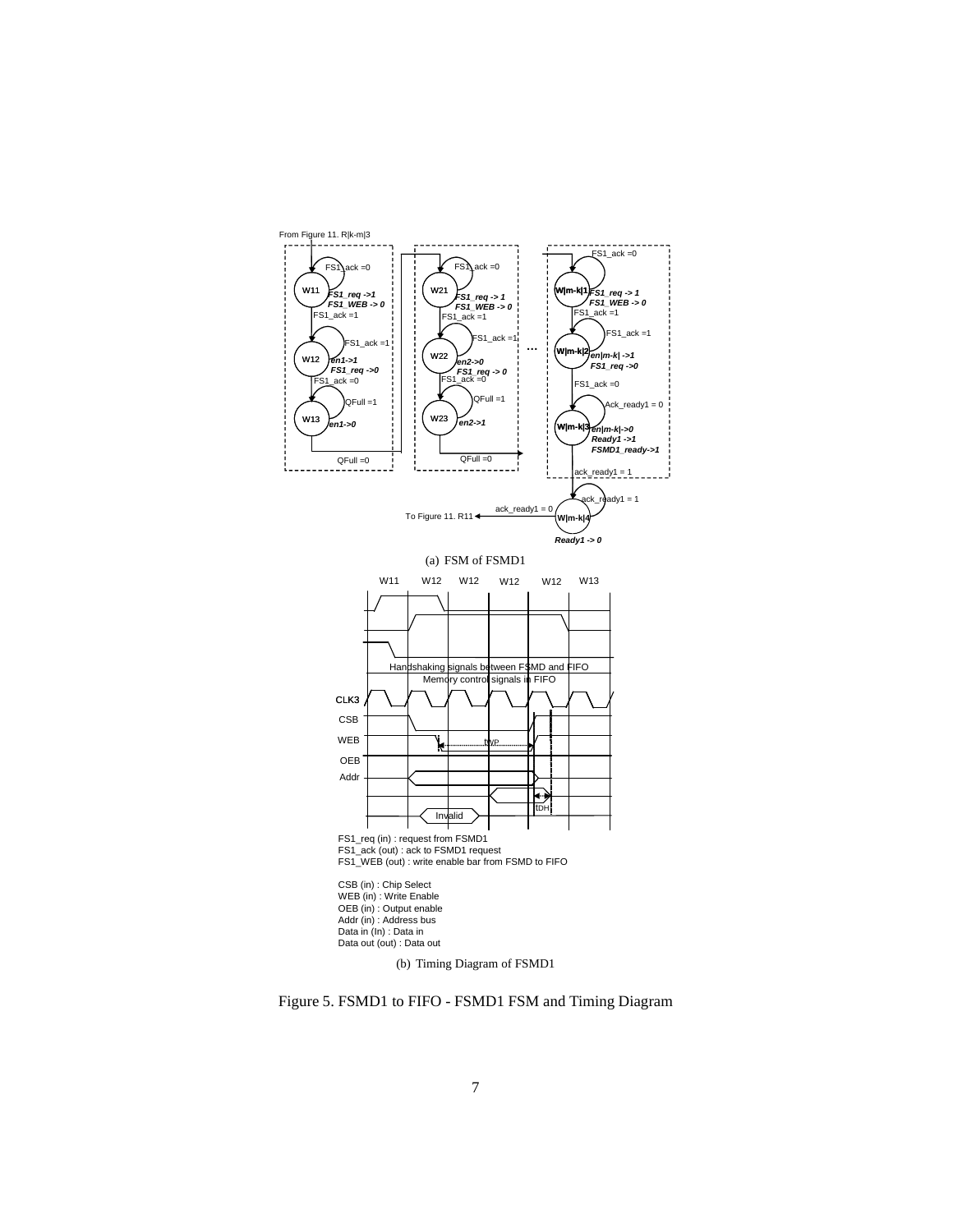From Figure 11. R|k-m|3

(a) FSM of FSMD1

Handshaking signals between FSMD and FIFO

Memory control signals in FIFO

FS1_req (in) : request from FSMD1
FS1_ack (out) : ack to FSMD1 request
FS1_WEB (out) : write enable bar from FSMD to FIFO

CSB (in) : Chip Select
WEB (in) : Write Enable
OEB (in) : Output enable
Addr (in) : Address bus
Data in (In) : Data in
Data out (out) : Data out

(b) Timing Diagram of FSMD1

Figure 5. FSMD1 to FIFO - FSMD1 FSM and Timing Diagram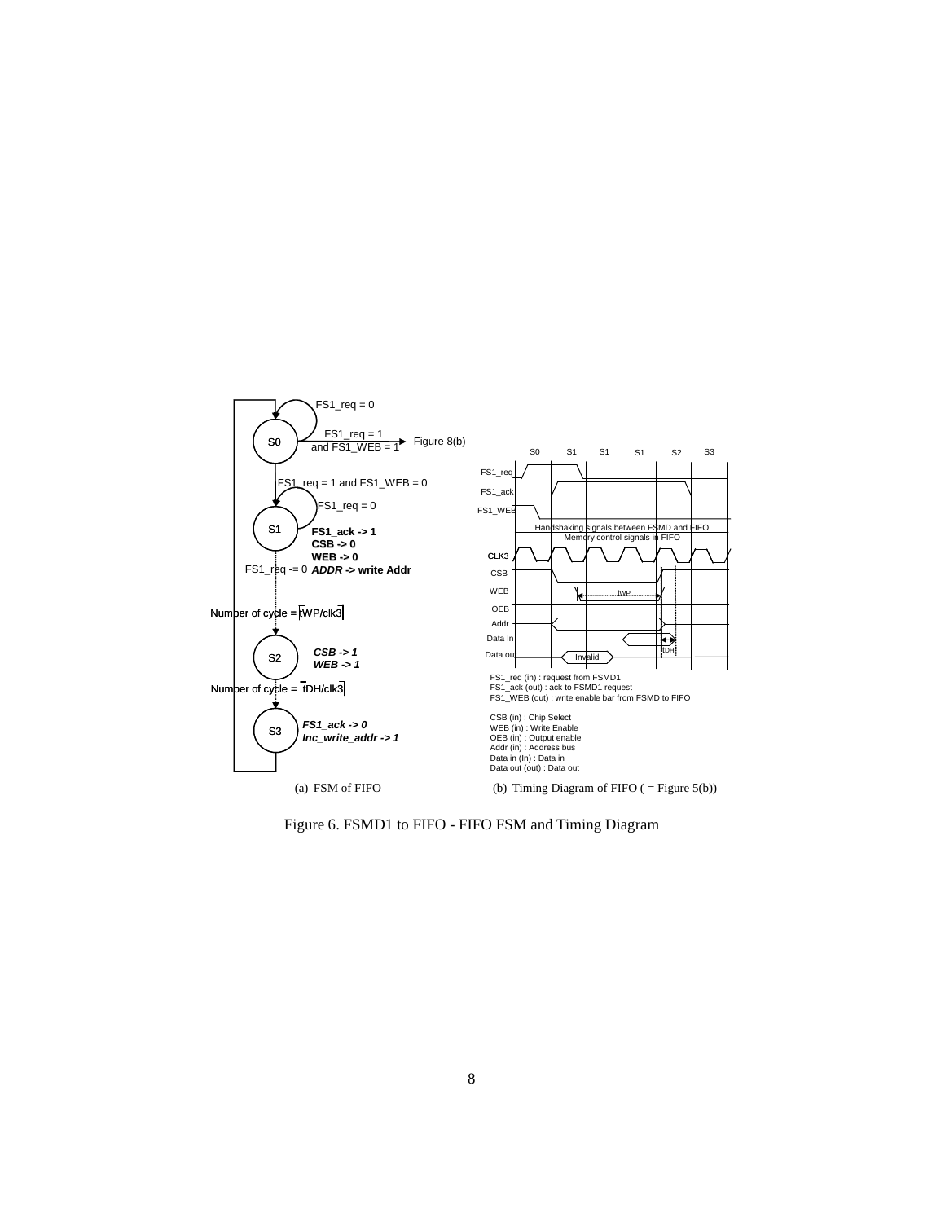(a) FSM of FIFO

(b) Timing Diagram of FIFO ( = Figure 5(b))

Figure 6. FSMD1 to FIFO - FIFO FSM and Timing Diagram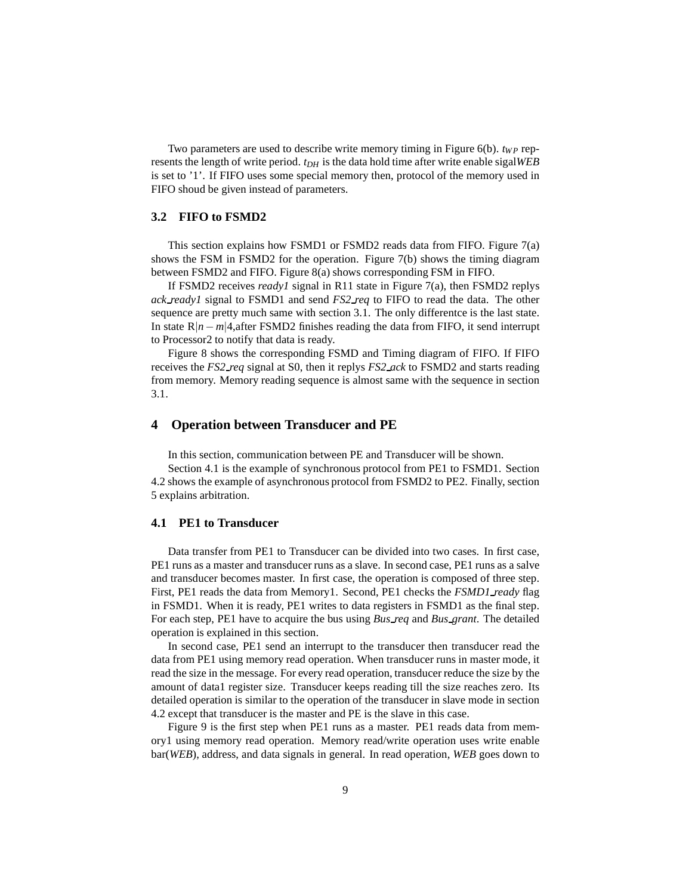Two parameters are used to describe write memory timing in Figure 6(b). $t_{WP}$ represents the length of write period. $t_{DH}$ is the data hold time after write enable sigal*WEB* is set to '1'. If FIFO uses some special memory then, protocol of the memory used in FIFO shoud be given instead of parameters.

### 3.2 FIFO to FSMD2

This section explains how FSMD1 or FSMD2 reads data from FIFO. Figure 7(a) shows the FSM in FSMD2 for the operation. Figure 7(b) shows the timing diagram between FSMD2 and FIFO. Figure 8(a) shows corresponding FSM in FIFO.

If FSMD2 receives *ready1* signal in R11 state in Figure 7(a), then FSMD2 replys *ack_ready1* signal to FSMD1 and send *FS2_req* to FIFO to read the data. The other sequence are pretty much same with section 3.1. The only differentce is the last state. In state R$|n-m|$4,after FSMD2 finishes reading the data from FIFO, it send interrupt to Processor2 to notify that data is ready.

Figure 8 shows the corresponding FSMD and Timing diagram of FIFO. If FIFO receives the *FS2_req* signal at S0, then it replys *FS2_ack* to FSMD2 and starts reading from memory. Memory reading sequence is almost same with the sequence in section 3.1.

## 4 Operation between Transducer and PE

In this section, communication between PE and Transducer will be shown.

Section 4.1 is the example of synchronous protocol from PE1 to FSMD1. Section 4.2 shows the example of asynchronous protocol from FSMD2 to PE2. Finally, section 5 explains arbitration.

### 4.1 PE1 to Transducer

Data transfer from PE1 to Transducer can be divided into two cases. In first case, PE1 runs as a master and transducer runs as a slave. In second case, PE1 runs as a salve and transducer becomes master. In first case, the operation is composed of three step. First, PE1 reads the data from Memory1. Second, PE1 checks the *FSMD1_ready* flag in FSMD1. When it is ready, PE1 writes to data registers in FSMD1 as the final step. For each step, PE1 have to acquire the bus using *Bus_req* and *Bus_grant*. The detailed operation is explained in this section.

In second case, PE1 send an interrupt to the transducer then transducer read the data from PE1 using memory read operation. When transducer runs in master mode, it read the size in the message. For every read operation, transducer reduce the size by the amount of data1 register size. Transducer keeps reading till the size reaches zero. Its detailed operation is similar to the operation of the transducer in slave mode in section 4.2 except that transducer is the master and PE is the slave in this case.

Figure 9 is the first step when PE1 runs as a master. PE1 reads data from memory1 using memory read operation. Memory read/write operation uses write enable bar(*WEB*), address, and data signals in general. In read operation, *WEB* goes down to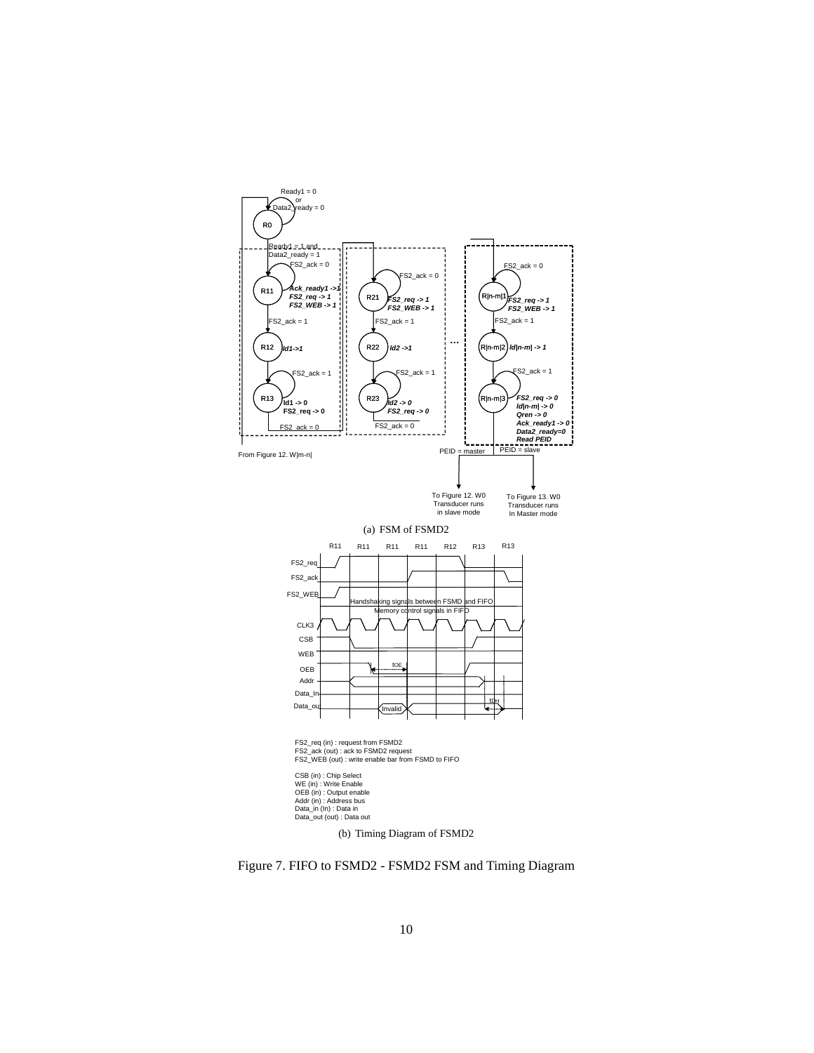Ready1 = 0
or
Data2_ready = 0

R0

Ready1 = 1 and
Data2_ready = 1

FS2_ack = 0

R11 ***Ack_ready1 ->1***
***FS2_req -> 1***
***FS2_WEB -> 1***

FS2_ack = 1

R12 ***ld1->1***

FS2_ack = 1

R13 **ld1 -> 0**
**FS2_req -> 0**

FS2_ack = 0

FS2_ack = 0

R21 ***FS2_req -> 1***
***FS2_WEB -> 1***

FS2_ack = 1

R22 ***ld2 ->1***

FS2_ack = 1

R23 ***ld2 -> 0***
***FS2_req -> 0***

FS2_ack = 0

...

FS2_ack = 0

R|n-m|1 ***FS2_req -> 1***
***FS2_WEB -> 1***

FS2_ack = 1

R|n-m|2 ***ld|n-m| -> 1***

FS2_ack = 1

R|n-m|3 ***FS2_req -> 0***
***ld|n-m| -> 0***
***Qren -> 0***
***Ack_ready1 -> 0***
***Data2_ready=0***
***Read PEID***

From Figure 12. W|m-n|

PEID = master

PEID = slave

To Figure 12. W0 Transducer runs in slave mode

To Figure 13. W0 Transducer runs In Master mode

(a) FSM of FSMD2

R11 R11 R11 R11 R12 R13 R13

FS2_req
FS2_ack
FS2_WEB

Handshaking signals between FSMD and FIFO
Memory control signals in FIFO

CLK3
CSB
WEB
OEB
Addr
Data_In
Data_out

tOE
tOH
Invalid

FS2_req (in) : request from FSMD2
FS2_ack (out) : ack to FSMD2 request
FS2_WEB (out) : write enable bar from FSMD to FIFO

CSB (in) : Chip Select
WE (in) : Write Enable
OEB (in) : Output enable
Addr (in) : Address bus
Data_in (In) : Data in
Data_out (out) : Data out

(b) Timing Diagram of FSMD2

Figure 7. FIFO to FSMD2 - FSMD2 FSM and Timing Diagram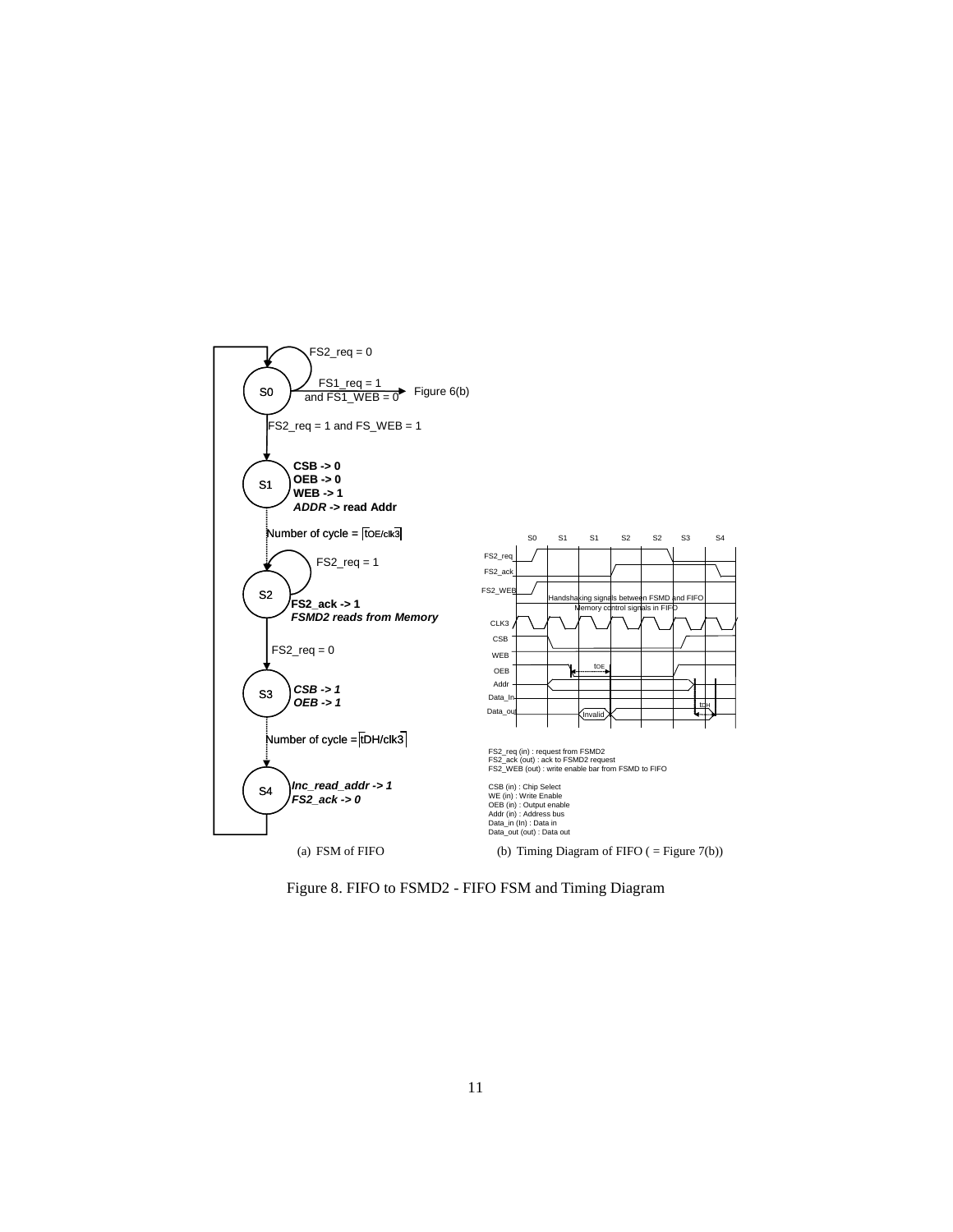S0: FS2_req = 0 → S0; FS1_req = 1 and FS1_WEB = 0 → Figure 6(b); FS2_req = 1 and FS_WEB = 1 → S1

S1: **CSB -> 0**, **OEB -> 0**, **WEB -> 1**, ***ADDR* -> read Addr**

Number of cycle = ⌈tOE/clk3⌉

S2: FS2_req = 1 → S2; **FS2_ack -> 1**, ***FSMD2 reads from Memory***

FS2_req = 0

S3: ***CSB -> 1***, ***OEB -> 1***

Number of cycle = ⌈tDH/clk3⌉

S4: ***Inc_read_addr -> 1***, ***FS2_ack -> 0***

(a) FSM of FIFO

Timing diagram states: S0, S1, S1, S2, S2, S3, S4

Signals: FS2_req, FS2_ack, FS2_WEB, CLK3, CSB, WEB, OEB, Addr, Data_In, Data_out

Handshaking signals between FSMD and FIFO

Memory control signals in FIFO

tOE, tDH, Invalid

FS2_req (in) : request from FSMD2
FS2_ack (out) : ack to FSMD2 request
FS2_WEB (out) : write enable bar from FSMD to FIFO

CSB (in) : Chip Select
WE (in) : Write Enable
OEB (in) : Output enable
Addr (in) : Address bus
Data_in (In) : Data in
Data_out (out) : Data out

(b) Timing Diagram of FIFO ( = Figure 7(b))

Figure 8. FIFO to FSMD2 - FIFO FSM and Timing Diagram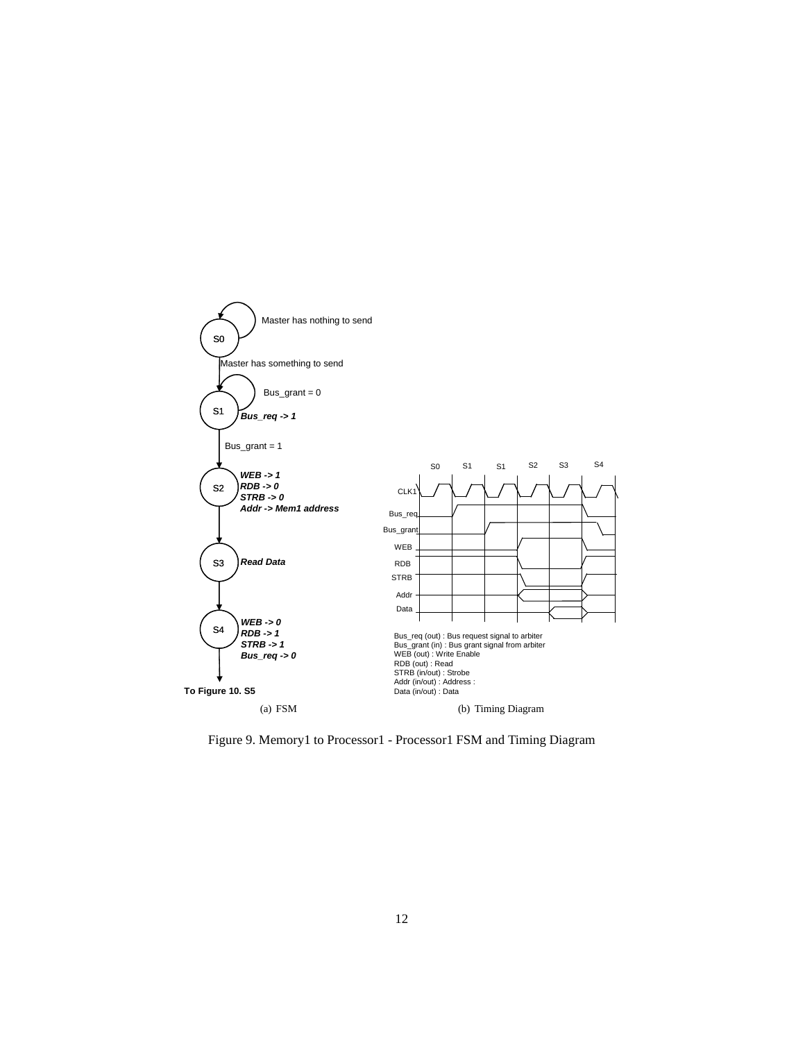Master has nothing to send

S0

Master has something to send

Bus_grant = 0

S1

***Bus_req -> 1***

Bus_grant = 1

S2

***WEB -> 1***
***RDB -> 0***
***STRB -> 0***
***Addr -> Mem1 address***

S3

***Read Data***

S4

***WEB -> 0***
***RDB -> 1***
***STRB -> 1***
***Bus_req -> 0***

**To Figure 10. S5**

(a) FSM

S0 S1 S1 S2 S3 S4

CLK1

Bus_req

Bus_grant

WEB

RDB

STRB

Addr

Data

Bus_req (out) : Bus request signal to arbiter
Bus_grant (in) : Bus grant signal from arbiter
WEB (out) : Write Enable
RDB (out) : Read
STRB (in/out) : Strobe
Addr (in/out) : Address :
Data (in/out) : Data

(b) Timing Diagram

Figure 9. Memory1 to Processor1 - Processor1 FSM and Timing Diagram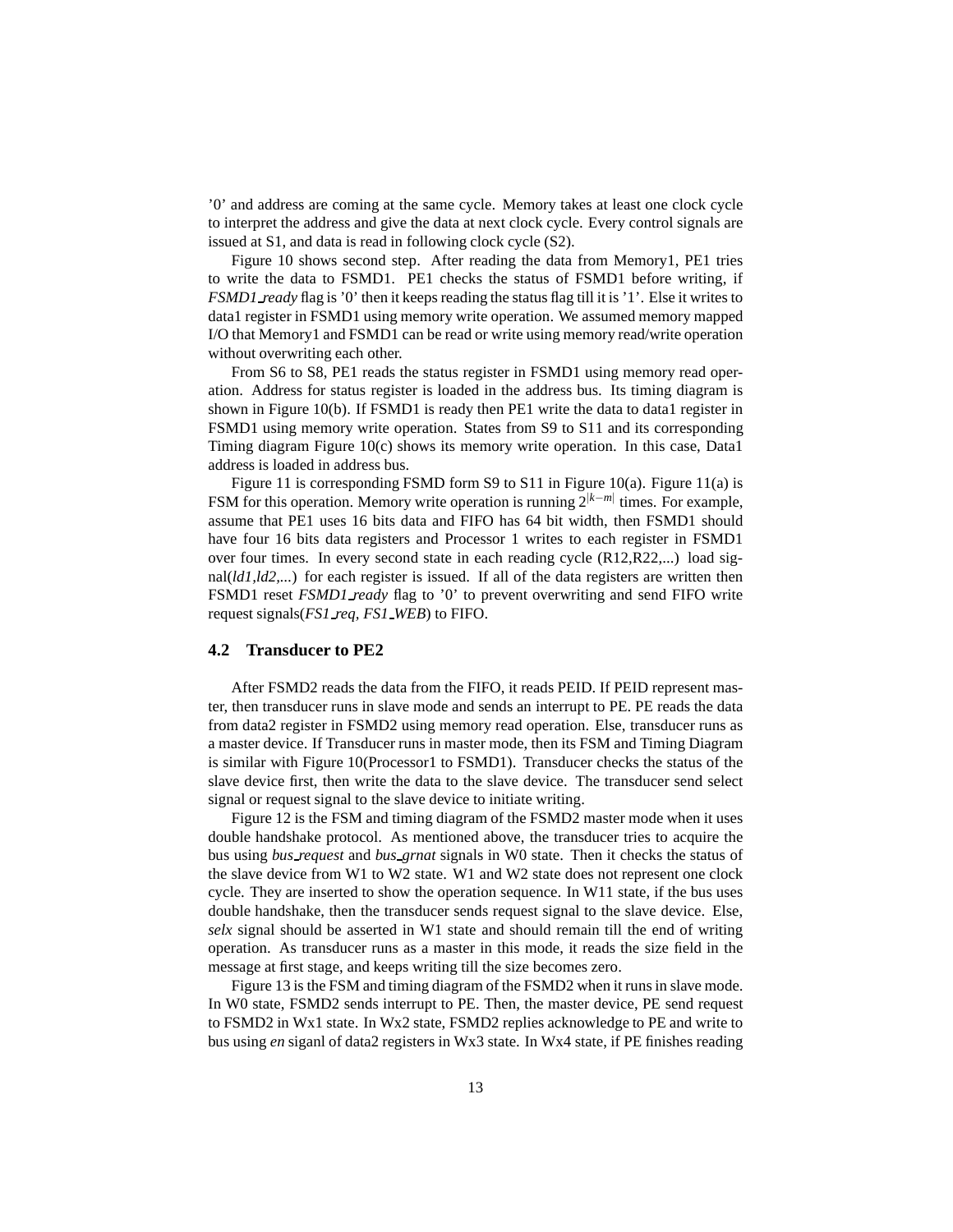'0' and address are coming at the same cycle. Memory takes at least one clock cycle to interpret the address and give the data at next clock cycle. Every control signals are issued at S1, and data is read in following clock cycle (S2).

Figure 10 shows second step. After reading the data from Memory1, PE1 tries to write the data to FSMD1. PE1 checks the status of FSMD1 before writing, if *FSMD1_ready* flag is '0' then it keeps reading the status flag till it is '1'. Else it writes to data1 register in FSMD1 using memory write operation. We assumed memory mapped I/O that Memory1 and FSMD1 can be read or write using memory read/write operation without overwriting each other.

From S6 to S8, PE1 reads the status register in FSMD1 using memory read operation. Address for status register is loaded in the address bus. Its timing diagram is shown in Figure 10(b). If FSMD1 is ready then PE1 write the data to data1 register in FSMD1 using memory write operation. States from S9 to S11 and its corresponding Timing diagram Figure 10(c) shows its memory write operation. In this case, Data1 address is loaded in address bus.

Figure 11 is corresponding FSMD form S9 to S11 in Figure 10(a). Figure 11(a) is FSM for this operation. Memory write operation is running $2^{|k-m|}$ times. For example, assume that PE1 uses 16 bits data and FIFO has 64 bit width, then FSMD1 should have four 16 bits data registers and Processor 1 writes to each register in FSMD1 over four times. In every second state in each reading cycle (R12,R22,...) load signal(*ld1,ld2,...*) for each register is issued. If all of the data registers are written then FSMD1 reset *FSMD1_ready* flag to '0' to prevent overwriting and send FIFO write request signals(*FS1_req, FS1_WEB*) to FIFO.

### 4.2 Transducer to PE2

After FSMD2 reads the data from the FIFO, it reads PEID. If PEID represent master, then transducer runs in slave mode and sends an interrupt to PE. PE reads the data from data2 register in FSMD2 using memory read operation. Else, transducer runs as a master device. If Transducer runs in master mode, then its FSM and Timing Diagram is similar with Figure 10(Processor1 to FSMD1). Transducer checks the status of the slave device first, then write the data to the slave device. The transducer send select signal or request signal to the slave device to initiate writing.

Figure 12 is the FSM and timing diagram of the FSMD2 master mode when it uses double handshake protocol. As mentioned above, the transducer tries to acquire the bus using *bus_request* and *bus_grnat* signals in W0 state. Then it checks the status of the slave device from W1 to W2 state. W1 and W2 state does not represent one clock cycle. They are inserted to show the operation sequence. In W11 state, if the bus uses double handshake, then the transducer sends request signal to the slave device. Else, *selx* signal should be asserted in W1 state and should remain till the end of writing operation. As transducer runs as a master in this mode, it reads the size field in the message at first stage, and keeps writing till the size becomes zero.

Figure 13 is the FSM and timing diagram of the FSMD2 when it runs in slave mode. In W0 state, FSMD2 sends interrupt to PE. Then, the master device, PE send request to FSMD2 in Wx1 state. In Wx2 state, FSMD2 replies acknowledge to PE and write to bus using *en* siganl of data2 registers in Wx3 state. In Wx4 state, if PE finishes reading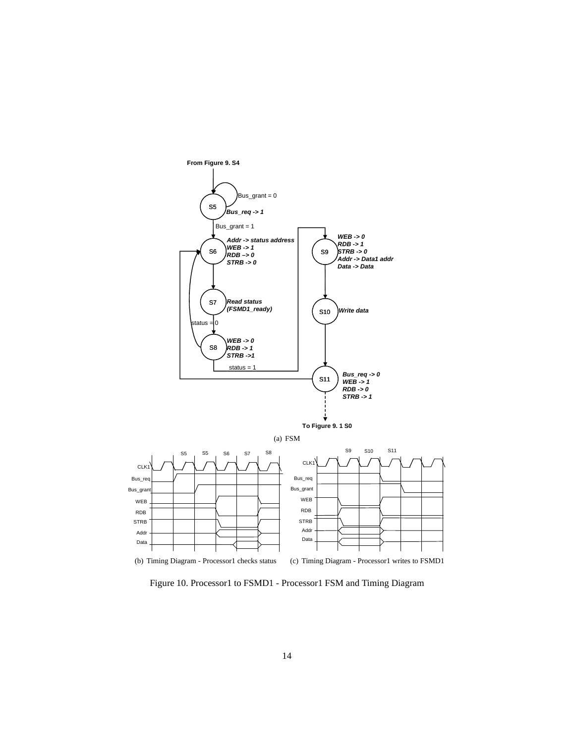From Figure 9. S4

S5 — Bus_grant = 0 (self-loop); *Bus_req -> 1*

Bus_grant = 1

S6 — *Addr -> status address*, *WEB -> 1*, *RDB –> 0*, *STRB -> 0*

S7 — *Read status (FSMD1_ready)*

status = 0

S8 — *WEB -> 0*, *RDB -> 1*, *STRB ->1*

status = 1

S9 — *WEB -> 0*, *RDB -> 1*, *STRB -> 0*, *Addr -> Data1 addr*, *Data -> Data*

S10 — *Write data*

S11 — *Bus_req -> 0*, *WEB -> 1*, *RDB -> 0*, *STRB -> 1*

To Figure 9. 1 S0

(a) FSM

S5 S5 S6 S7 S8

CLK1, Bus_req, Bus_grant, WEB, RDB, STRB, Addr, Data

(b) Timing Diagram - Processor1 checks status

S9 S10 S11

CLK1, Bus_req, Bus_grant, WEB, RDB, STRB, Addr, Data

(c) Timing Diagram - Processor1 writes to FSMD1

Figure 10. Processor1 to FSMD1 - Processor1 FSM and Timing Diagram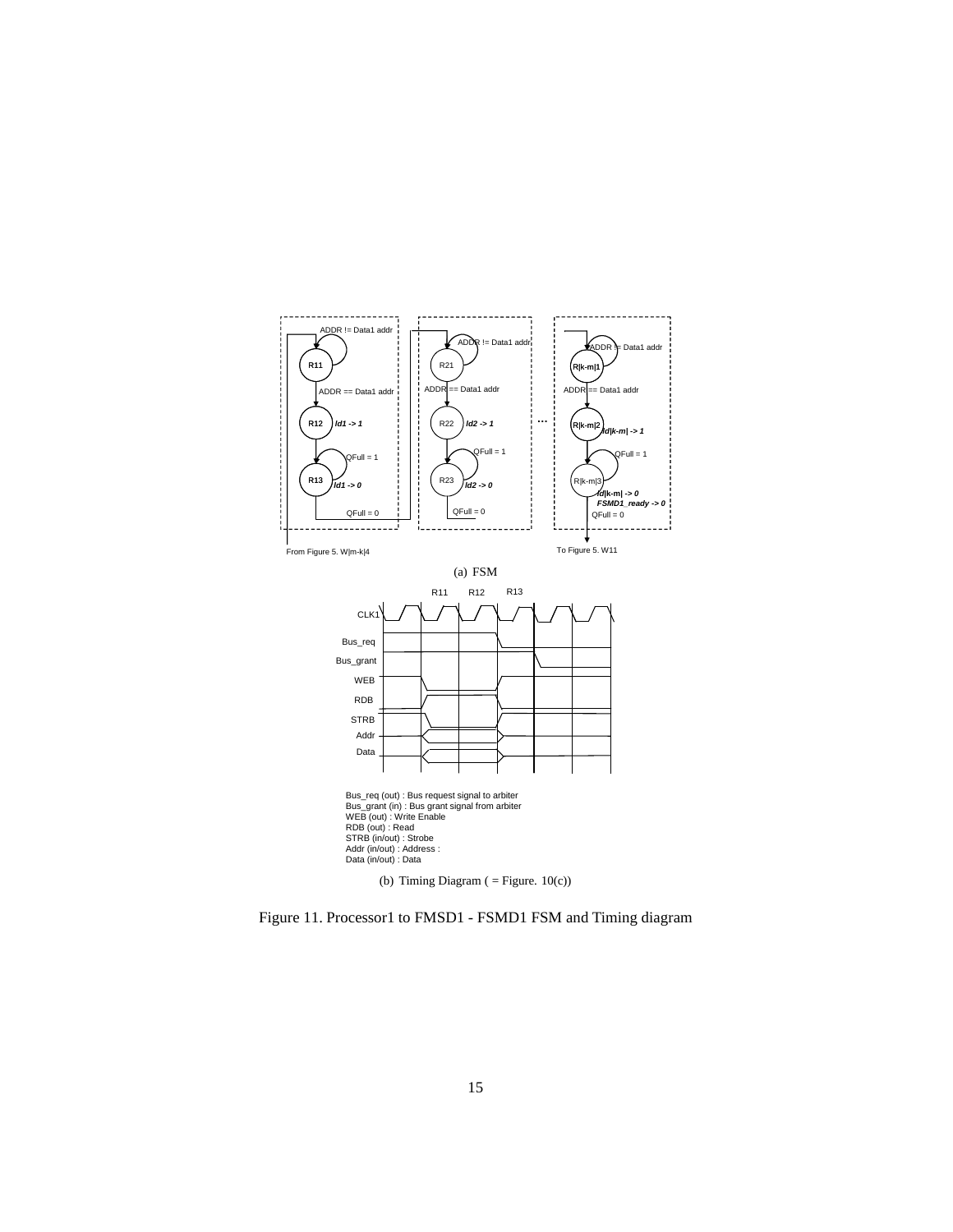(a) FSM

Bus_req (out) : Bus request signal to arbiter
Bus_grant (in) : Bus grant signal from arbiter
WEB (out) : Write Enable
RDB (out) : Read
STRB (in/out) : Strobe
Addr (in/out) : Address :
Data (in/out) : Data

(b) Timing Diagram ( = Figure. 10(c))

Figure 11. Processor1 to FMSD1 - FSMD1 FSM and Timing diagram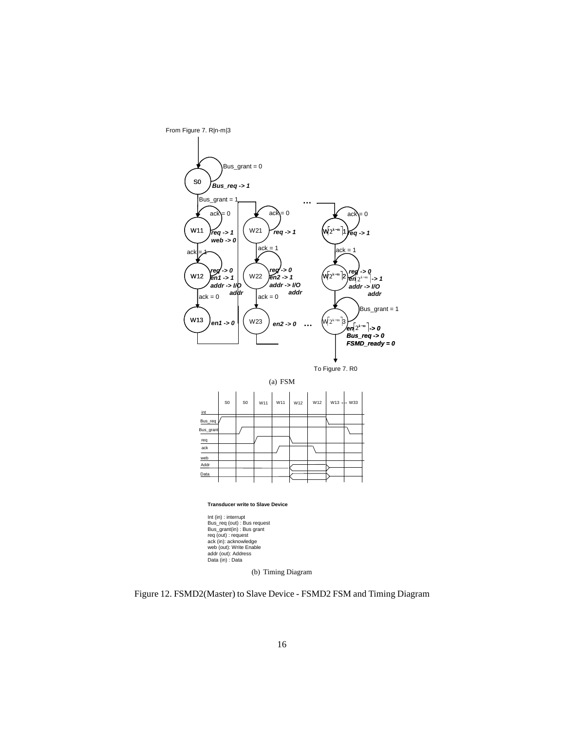From Figure 7. R|n-m|3

Bus_grant = 0

S0 ***Bus_req -> 1***

Bus_grant = 1

ack = 0 &emsp; ack = 0 &emsp; ... &emsp; ack = 0

W11 ***req -> 1 web -> 0*** &emsp; W21 ***req -> 1*** &emsp; $W\lceil 2^{k-m} \rceil 1$ ***req -> 1***

ack = 1 &emsp; ack = 1 &emsp; ack = 1

W12 ***req -> 0 en1 -> 1 addr -> I/O addr*** &emsp; W22 ***req -> 0 en2 -> 1 addr -> I/O addr*** &emsp; $W\lceil 2^{k-m} \rceil 2$ ***req -> 0*** $en\lceil 2^{k-m} \rceil$ ***-> 1 addr -> I/O addr***

ack = 0 &emsp; ack = 0 &emsp; Bus_grant = 1

W13 ***en1 -> 0*** &emsp; W23 ***en2 -> 0*** ... &emsp; $W\lceil 2^{k-m} \rceil 3$ $en\lceil 2^{k-m} \rceil$ ***-> 0 Bus_req -> 0 FSMD_ready = 0***

To Figure 7. R0

(a) FSM

| | S0 | S0 | W11 | W11 | W12 | W12 | W13 ... W33 |
|---|---|---|---|---|---|---|---|
| int | | | | | | | |
| Bus_req | | | | | | | |
| Bus_grant | | | | | | | |
| req | | | | | | | |
| ack | | | | | | | |
| web | | | | | | | |
| Addr | | | | | | | |
| Data | | | | | | | |

**Transducer write to Slave Device**

Int (in) : interrupt
Bus_req (out) : Bus request
Bus_grant(in) : Bus grant
req (out) : request
ack (in): acknowledge
web (out): Write Enable
addr (out): Address
Data (in) : Data

(b) Timing Diagram

Figure 12. FSMD2(Master) to Slave Device - FSMD2 FSM and Timing Diagram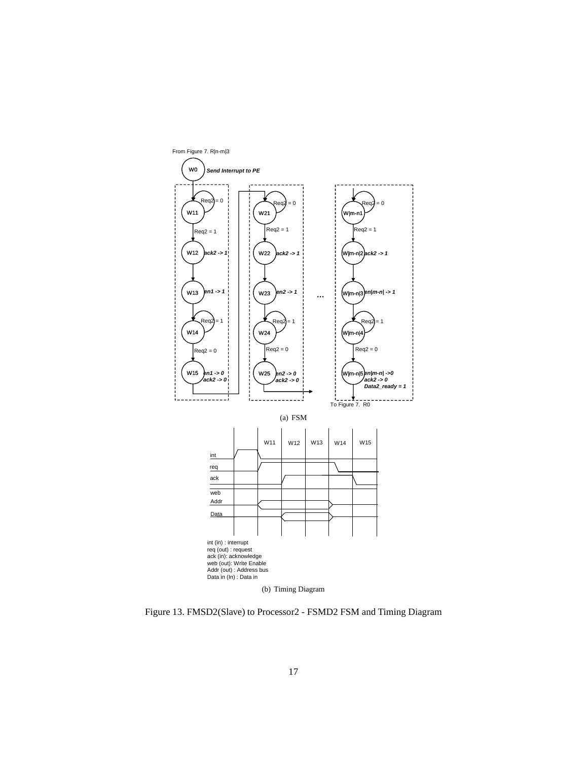From Figure 7. R|n-m|3

W0 *Send Interrupt to PE*

W11 — Req2 = 0 — Req2 = 1

W12 *ack2 -> 1*

W13 *en1 -> 1*

W14 — Req2 = 1 — Req2 = 0

W15 *en1 -> 0* *ack2 -> 0*

W21 — Req2 = 0 — Req2 = 1

W22 *ack2 -> 1*

W23 *en2 -> 1*

W24 — Req2 = 1 — Req2 = 0

W25 *en2 -> 0* *ack2 -> 0*

...

W|m-n|1 — Req2 = 0 — Req2 = 1

W|m-n|2 *ack2 -> 1*

W|m-n|3 *en|m-n| -> 1*

W|m-n|4 — Req2 = 1 — Req2 = 0

W|m-n|5 *en|m-n| ->0* *ack2 -> 0* *Data2_ready = 1*

To Figure 7. R0

(a) FSM

W11 W12 W13 W14 W15

int
req
ack
web
Addr
Data

int (in) : interrupt
req (out) : request
ack (in): acknowledge
web (out): Write Enable
Addr (out) : Address bus
Data in (In) : Data in

(b) Timing Diagram

Figure 13. FMSD2(Slave) to Processor2 - FSMD2 FSM and Timing Diagram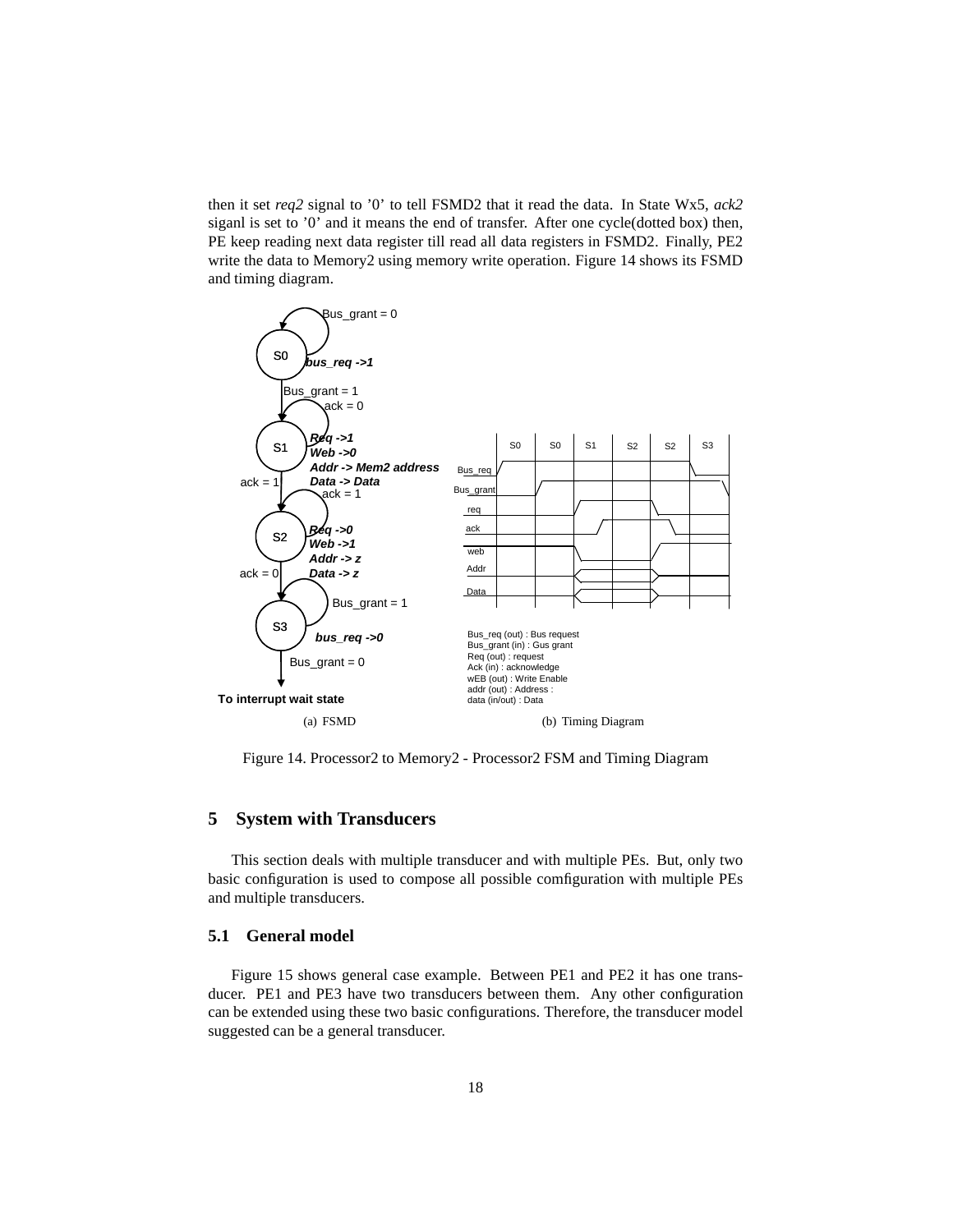then it set *req2* signal to '0' to tell FSMD2 that it read the data. In State Wx5, *ack2* siganl is set to '0' and it means the end of transfer. After one cycle(dotted box) then, PE keep reading next data register till read all data registers in FSMD2. Finally, PE2 write the data to Memory2 using memory write operation. Figure 14 shows its FSMD and timing diagram.

(a) FSMD

(b) Timing Diagram

Figure 14. Processor2 to Memory2 - Processor2 FSM and Timing Diagram

## 5 System with Transducers

This section deals with multiple transducer and with multiple PEs. But, only two basic configuration is used to compose all possible comfiguration with multiple PEs and multiple transducers.

### 5.1 General model

Figure 15 shows general case example. Between PE1 and PE2 it has one transducer. PE1 and PE3 have two transducers between them. Any other configuration can be extended using these two basic configurations. Therefore, the transducer model suggested can be a general transducer.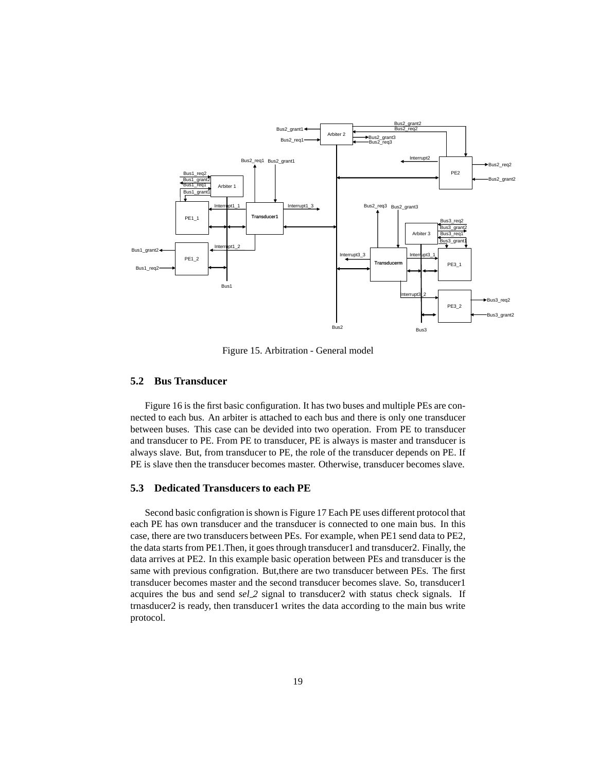Figure 15. Arbitration - General model

## 5.2 Bus Transducer

Figure 16 is the first basic configuration. It has two buses and multiple PEs are connected to each bus. An arbiter is attached to each bus and there is only one transducer between buses. This case can be devided into two operation. From PE to transducer and transducer to PE. From PE to transducer, PE is always is master and transducer is always slave. But, from transducer to PE, the role of the transducer depends on PE. If PE is slave then the transducer becomes master. Otherwise, transducer becomes slave.

## 5.3 Dedicated Transducers to each PE

Second basic configration is shown is Figure 17 Each PE uses different protocol that each PE has own transducer and the transducer is connected to one main bus. In this case, there are two transducers between PEs. For example, when PE1 send data to PE2, the data starts from PE1.Then, it goes through transducer1 and transducer2. Finally, the data arrives at PE2. In this example basic operation between PEs and transducer is the same with previous configration. But,there are two transducer between PEs. The first transducer becomes master and the second transducer becomes slave. So, transducer1 acquires the bus and send *sel_2* signal to transducer2 with status check signals. If trnasducer2 is ready, then transducer1 writes the data according to the main bus write protocol.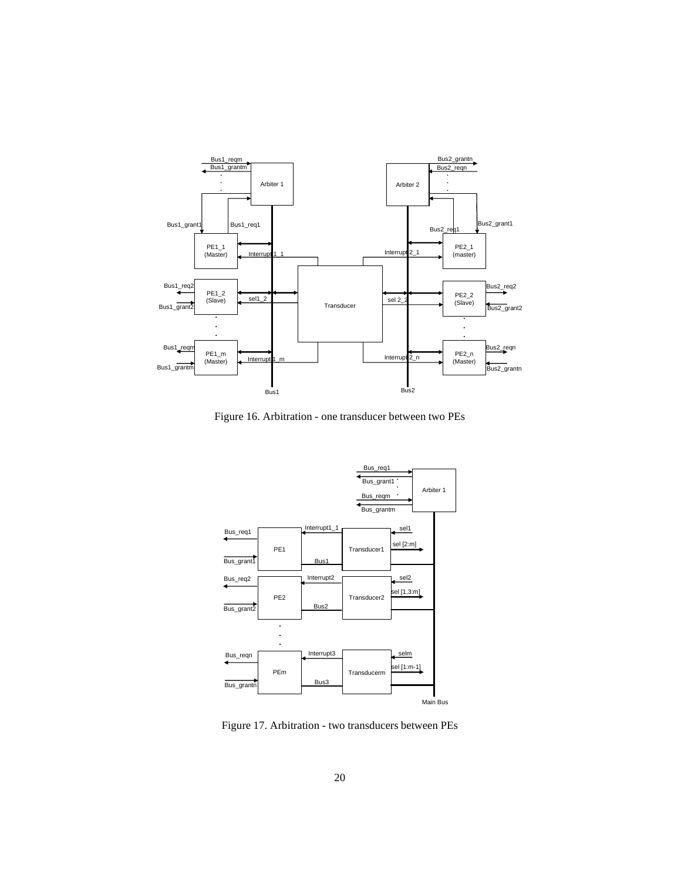Figure 16. Arbitration - one transducer between two PEs

Figure 17. Arbitration - two transducers between PEs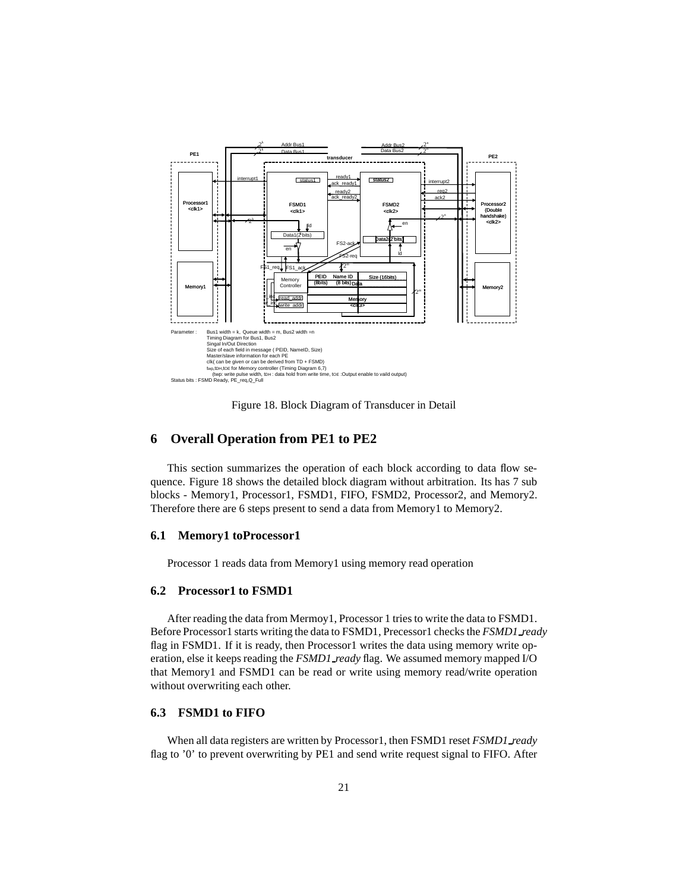Parameter : Bus1 width = k, Queue width = m, Bus2 width =n
Timing Diagram for Bus1, Bus2
Singal In/Out Direction
Size of each field in message ( PEID, NameID, Size)
Master/slave information for each PE
clk( can be given or can be derived from TD + FSMD)
$t_{WP}$,$t_{DH}$,$t_{OE}$ for Memory controller (Timing Diagram 6,7)
($t_{WP}$: write pulse width, $t_{DH}$ : data hold from write time, $t_{OE}$ :Output enable to vaild output)
Status bits : FSMD Ready, PE_req,Q_Full

Figure 18. Block Diagram of Transducer in Detail

## 6 Overall Operation from PE1 to PE2

This section summarizes the operation of each block according to data flow sequence. Figure 18 shows the detailed block diagram without arbitration. Its has 7 sub blocks - Memory1, Processor1, FSMD1, FIFO, FSMD2, Processor2, and Memory2. Therefore there are 6 steps present to send a data from Memory1 to Memory2.

### 6.1 Memory1 toProcessor1

Processor 1 reads data from Memory1 using memory read operation

### 6.2 Processor1 to FSMD1

After reading the data from Mermoy1, Processor 1 tries to write the data to FSMD1. Before Processor1 starts writing the data to FSMD1, Precessor1 checks the *FSMD1_ready* flag in FSMD1. If it is ready, then Processor1 writes the data using memory write operation, else it keeps reading the *FSMD1_ready* flag. We assumed memory mapped I/O that Memory1 and FSMD1 can be read or write using memory read/write operation without overwriting each other.

### 6.3 FSMD1 to FIFO

When all data registers are written by Processor1, then FSMD1 reset *FSMD1_ready* flag to '0' to prevent overwriting by PE1 and send write request signal to FIFO. After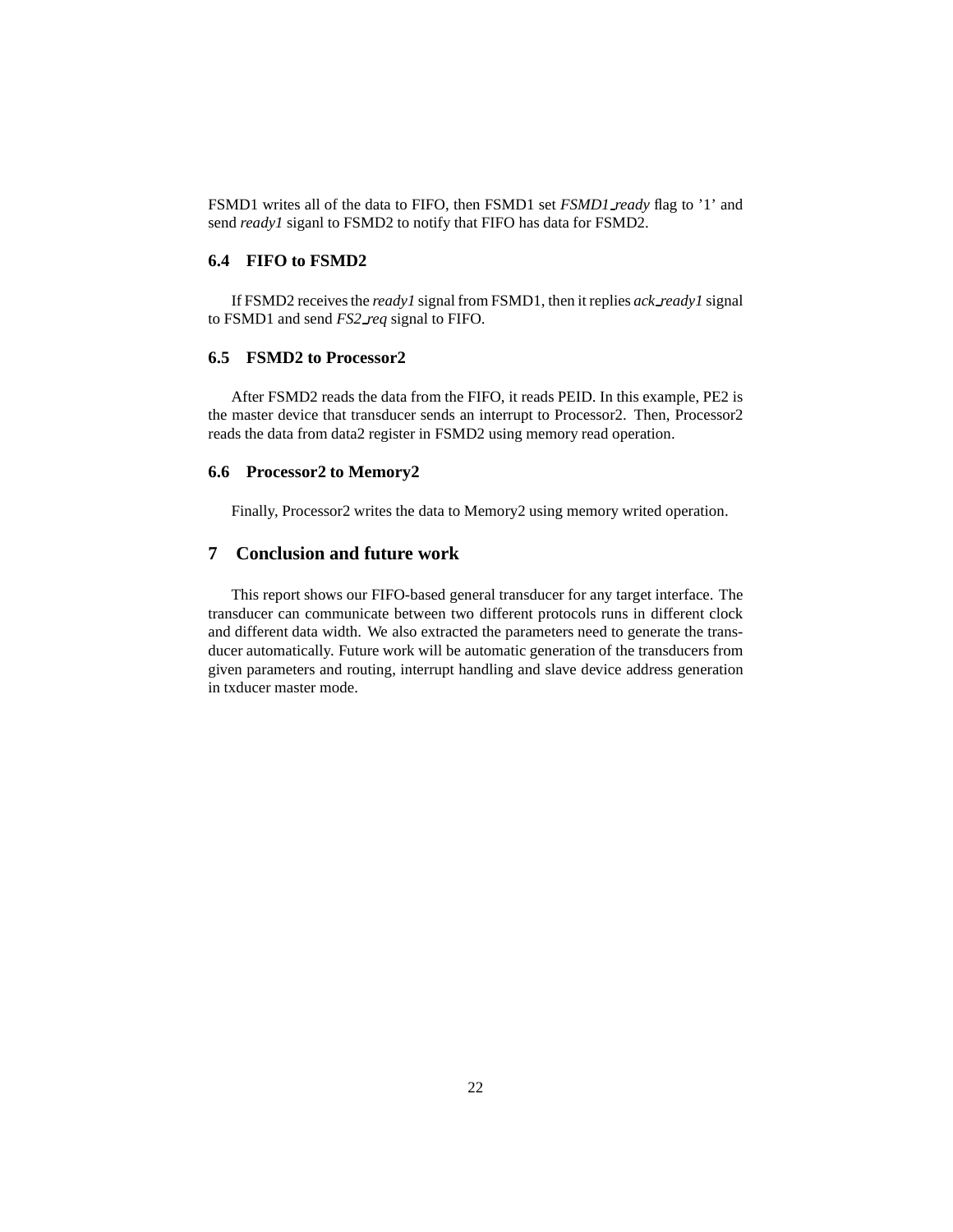FSMD1 writes all of the data to FIFO, then FSMD1 set *FSMD1_ready* flag to '1' and send *ready1* siganl to FSMD2 to notify that FIFO has data for FSMD2.

### 6.4 FIFO to FSMD2

If FSMD2 receives the *ready1* signal from FSMD1, then it replies *ack_ready1* signal to FSMD1 and send *FS2_req* signal to FIFO.

### 6.5 FSMD2 to Processor2

After FSMD2 reads the data from the FIFO, it reads PEID. In this example, PE2 is the master device that transducer sends an interrupt to Processor2. Then, Processor2 reads the data from data2 register in FSMD2 using memory read operation.

### 6.6 Processor2 to Memory2

Finally, Processor2 writes the data to Memory2 using memory writed operation.

## 7 Conclusion and future work

This report shows our FIFO-based general transducer for any target interface. The transducer can communicate between two different protocols runs in different clock and different data width. We also extracted the parameters need to generate the transducer automatically. Future work will be automatic generation of the transducers from given parameters and routing, interrupt handling and slave device address generation in txducer master mode.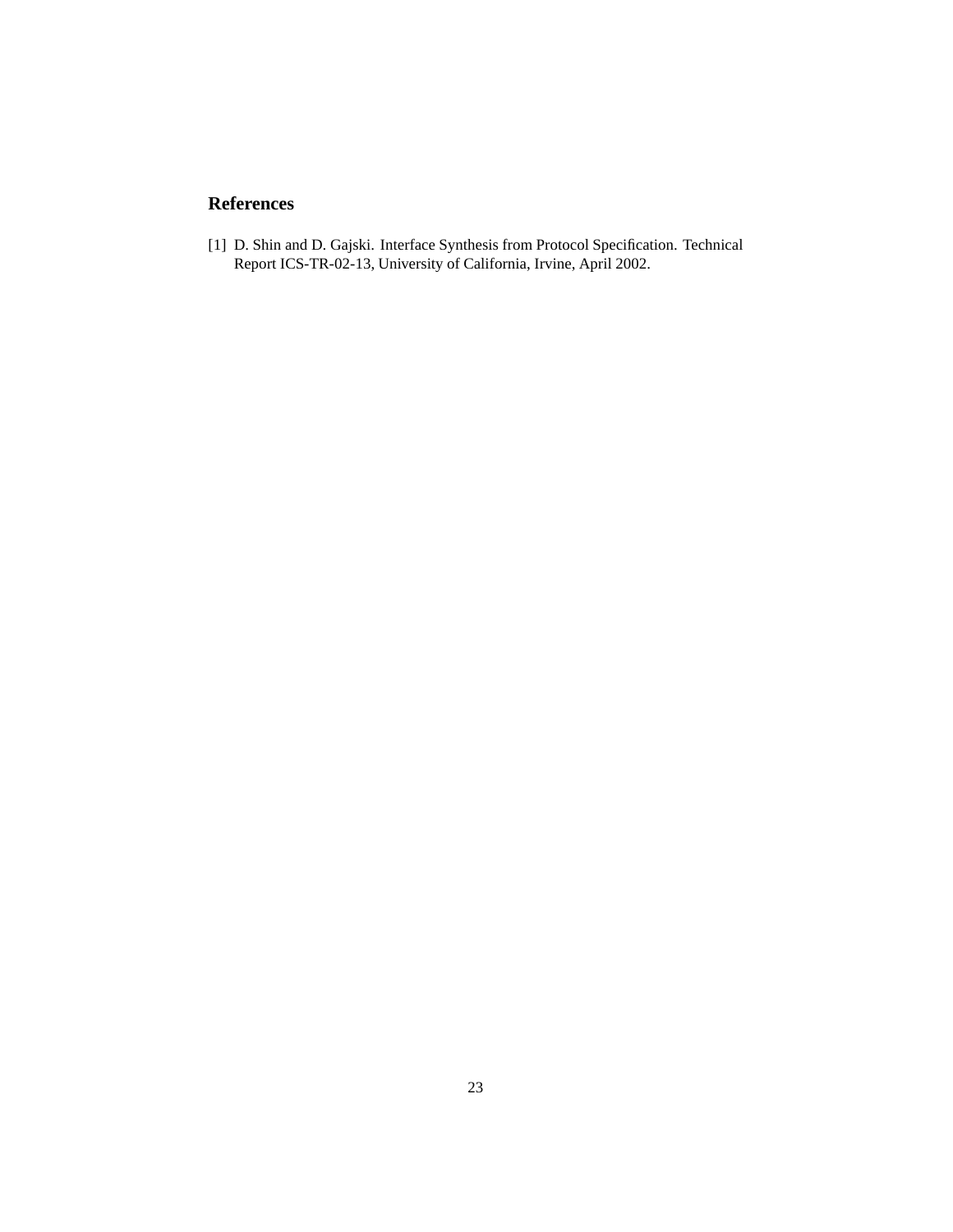## References

[1] D. Shin and D. Gajski. Interface Synthesis from Protocol Specification. Technical Report ICS-TR-02-13, University of California, Irvine, April 2002.